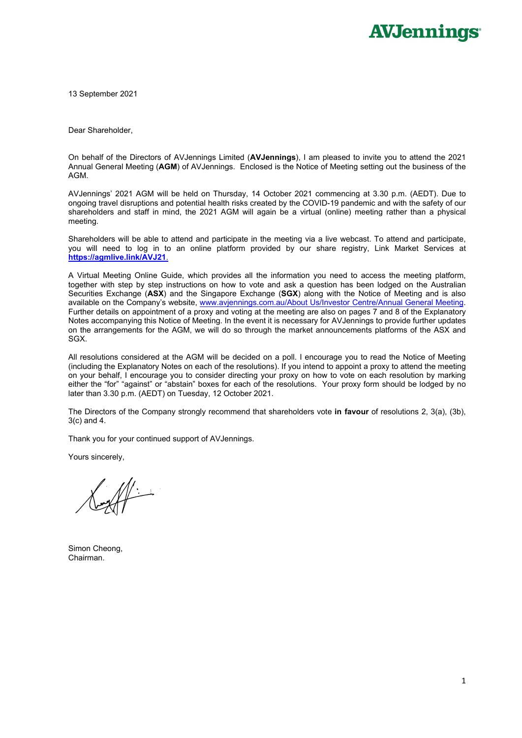**AVJennings**

13 September 2021

Dear Shareholder,

On behalf of the Directors of AVJennings Limited (**AVJennings**), I am pleased to invite you to attend the 2021 Annual General Meeting (**AGM**) of AVJennings. Enclosed is the Notice of Meeting setting out the business of the AGM.

AVJennings' 2021 AGM will be held on Thursday, 14 October 2021 commencing at 3.30 p.m. (AEDT). Due to ongoing travel disruptions and potential health risks created by the COVID-19 pandemic and with the safety of our shareholders and staff in mind, the 2021 AGM will again be a virtual (online) meeting rather than a physical meeting.

Shareholders will be able to attend and participate in the meeting via a live webcast. To attend and participate, you will need to log in to an online platform provided by our share registry, Link Market Services at **https://agmlive.link/AVJ21**.

A Virtual Meeting Online Guide, which provides all the information you need to access the meeting platform, together with step by step instructions on how to vote and ask a question has been lodged on the Australian Securities Exchange (**ASX**) and the Singapore Exchange (**SGX**) along with the Notice of Meeting and is also available on the Company's website, www.avjennings.com.au/About Us/Investor Centre/Annual General Meeting. Further details on appointment of a proxy and voting at the meeting are also on pages 7 and 8 of the Explanatory Notes accompanying this Notice of Meeting. In the event it is necessary for AVJennings to provide further updates on the arrangements for the AGM, we will do so through the market announcements platforms of the ASX and SGX.

All resolutions considered at the AGM will be decided on a poll. I encourage you to read the Notice of Meeting (including the Explanatory Notes on each of the resolutions). If you intend to appoint a proxy to attend the meeting on your behalf, I encourage you to consider directing your proxy on how to vote on each resolution by marking either the "for" "against" or "abstain" boxes for each of the resolutions. Your proxy form should be lodged by no later than 3.30 p.m. (AEDT) on Tuesday, 12 October 2021.

The Directors of the Company strongly recommend that shareholders vote **in favour** of resolutions 2, 3(a), (3b), 3(c) and 4.

Thank you for your continued support of AVJennings.

Yours sincerely,

Simon Cheong,
Chairman.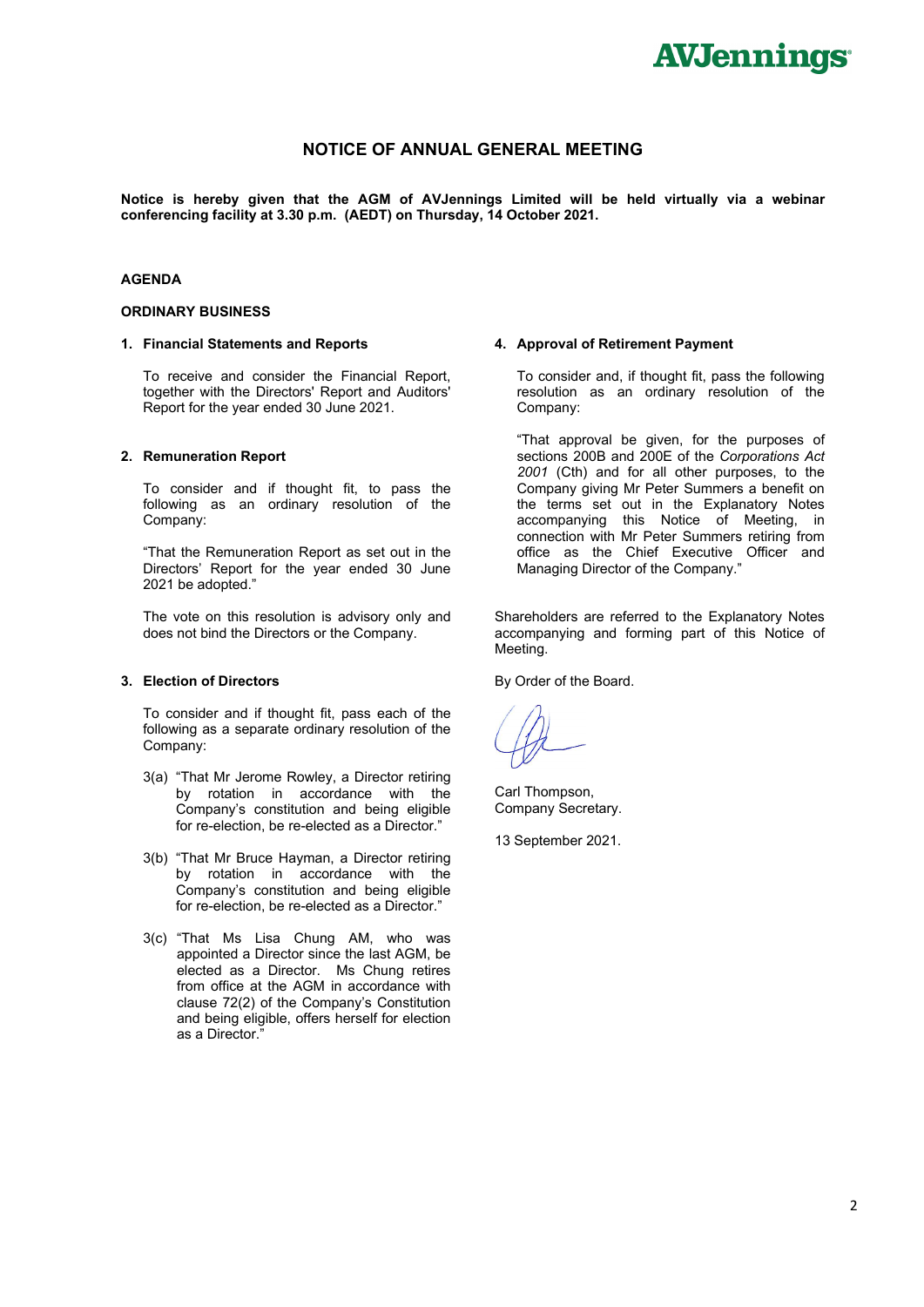# NOTICE OF ANNUAL GENERAL MEETING

**Notice is hereby given that the AGM of AVJennings Limited will be held virtually via a webinar conferencing facility at 3.30 p.m. (AEDT) on Thursday, 14 October 2021.**

## AGENDA

### ORDINARY BUSINESS

**1. Financial Statements and Reports**

To receive and consider the Financial Report, together with the Directors' Report and Auditors' Report for the year ended 30 June 2021.

**2. Remuneration Report**

To consider and if thought fit, to pass the following as an ordinary resolution of the Company:

"That the Remuneration Report as set out in the Directors' Report for the year ended 30 June 2021 be adopted."

The vote on this resolution is advisory only and does not bind the Directors or the Company.

**3. Election of Directors**

To consider and if thought fit, pass each of the following as a separate ordinary resolution of the Company:

3(a) "That Mr Jerome Rowley, a Director retiring by rotation in accordance with the Company's constitution and being eligible for re-election, be re-elected as a Director."

3(b) "That Mr Bruce Hayman, a Director retiring by rotation in accordance with the Company's constitution and being eligible for re-election, be re-elected as a Director."

3(c) "That Ms Lisa Chung AM, who was appointed a Director since the last AGM, be elected as a Director. Ms Chung retires from office at the AGM in accordance with clause 72(2) of the Company's Constitution and being eligible, offers herself for election as a Director."

**4. Approval of Retirement Payment**

To consider and, if thought fit, pass the following resolution as an ordinary resolution of the Company:

"That approval be given, for the purposes of sections 200B and 200E of the *Corporations Act 2001* (Cth) and for all other purposes, to the Company giving Mr Peter Summers a benefit on the terms set out in the Explanatory Notes accompanying this Notice of Meeting, in connection with Mr Peter Summers retiring from office as the Chief Executive Officer and Managing Director of the Company."

Shareholders are referred to the Explanatory Notes accompanying and forming part of this Notice of Meeting.

By Order of the Board.

Carl Thompson,
Company Secretary.

13 September 2021.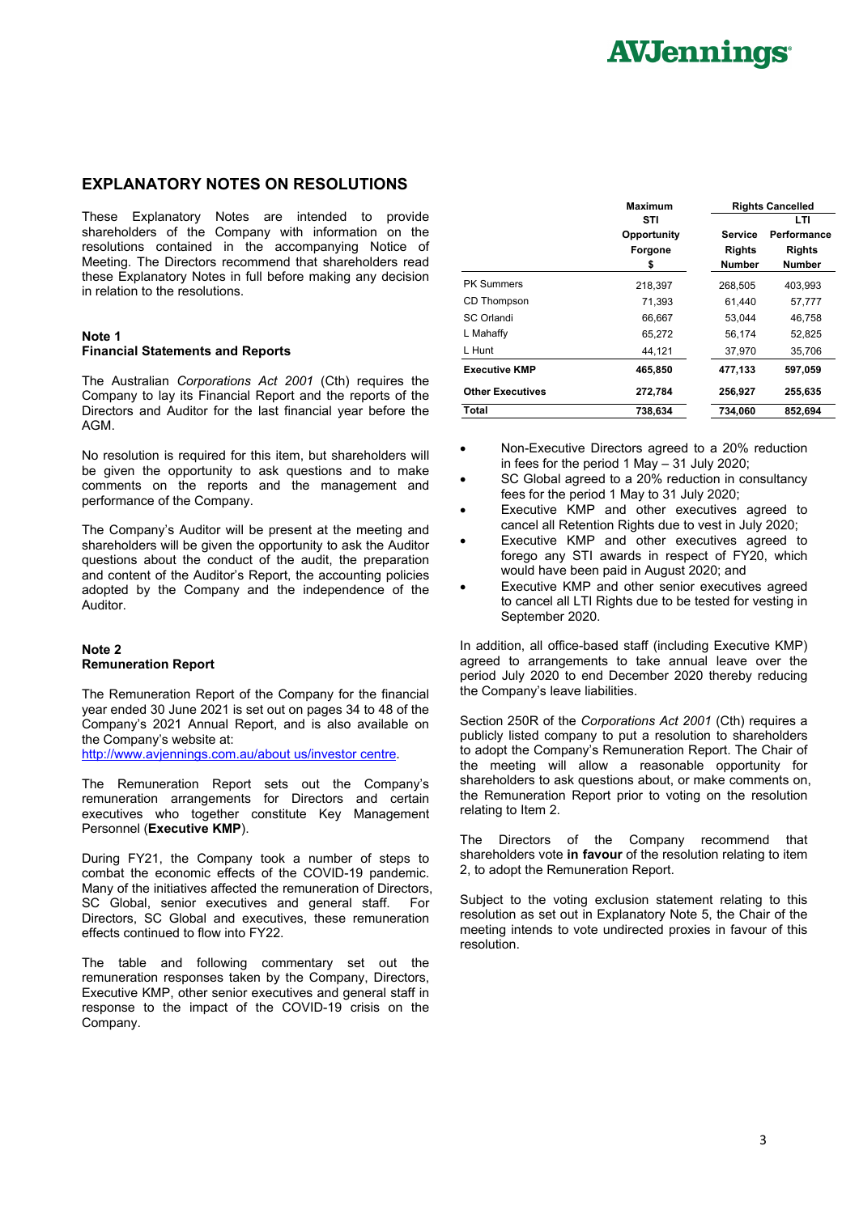## EXPLANATORY NOTES ON RESOLUTIONS

These Explanatory Notes are intended to provide shareholders of the Company with information on the resolutions contained in the accompanying Notice of Meeting. The Directors recommend that shareholders read these Explanatory Notes in full before making any decision in relation to the resolutions.

### Note 1
### Financial Statements and Reports

The Australian *Corporations Act 2001* (Cth) requires the Company to lay its Financial Report and the reports of the Directors and Auditor for the last financial year before the AGM.

No resolution is required for this item, but shareholders will be given the opportunity to ask questions and to make comments on the reports and the management and performance of the Company.

The Company's Auditor will be present at the meeting and shareholders will be given the opportunity to ask the Auditor questions about the conduct of the audit, the preparation and content of the Auditor's Report, the accounting policies adopted by the Company and the independence of the Auditor.

### Note 2
### Remuneration Report

The Remuneration Report of the Company for the financial year ended 30 June 2021 is set out on pages 34 to 48 of the Company's 2021 Annual Report, and is also available on the Company's website at:
http://www.avjennings.com.au/about us/investor centre.

The Remuneration Report sets out the Company's remuneration arrangements for Directors and certain executives who together constitute Key Management Personnel (**Executive KMP**).

During FY21, the Company took a number of steps to combat the economic effects of the COVID-19 pandemic. Many of the initiatives affected the remuneration of Directors, SC Global, senior executives and general staff. For Directors, SC Global and executives, these remuneration effects continued to flow into FY22.

The table and following commentary set out the remuneration responses taken by the Company, Directors, Executive KMP, other senior executives and general staff in response to the impact of the COVID-19 crisis on the Company.

| | Maximum STI Opportunity Forgone $ | Rights Cancelled | |
|---|---|---|---|
| | | Service Rights Number | LTI Performance Rights Number |
| PK Summers | 218,397 | 268,505 | 403,993 |
| CD Thompson | 71,393 | 61,440 | 57,777 |
| SC Orlandi | 66,667 | 53,044 | 46,758 |
| L Mahaffy | 65,272 | 56,174 | 52,825 |
| L Hunt | 44,121 | 37,970 | 35,706 |
| **Executive KMP** | **465,850** | **477,133** | **597,059** |
| **Other Executives** | **272,784** | **256,927** | **255,635** |
| **Total** | **738,634** | **734,060** | **852,694** |

- Non-Executive Directors agreed to a 20% reduction in fees for the period 1 May – 31 July 2020;
- SC Global agreed to a 20% reduction in consultancy fees for the period 1 May to 31 July 2020;
- Executive KMP and other executives agreed to cancel all Retention Rights due to vest in July 2020;
- Executive KMP and other executives agreed to forego any STI awards in respect of FY20, which would have been paid in August 2020; and
- Executive KMP and other senior executives agreed to cancel all LTI Rights due to be tested for vesting in September 2020.

In addition, all office-based staff (including Executive KMP) agreed to arrangements to take annual leave over the period July 2020 to end December 2020 thereby reducing the Company's leave liabilities.

Section 250R of the *Corporations Act 2001* (Cth) requires a publicly listed company to put a resolution to shareholders to adopt the Company's Remuneration Report. The Chair of the meeting will allow a reasonable opportunity for shareholders to ask questions about, or make comments on, the Remuneration Report prior to voting on the resolution relating to Item 2.

The Directors of the Company recommend that shareholders vote **in favour** of the resolution relating to item 2, to adopt the Remuneration Report.

Subject to the voting exclusion statement relating to this resolution as set out in Explanatory Note 5, the Chair of the meeting intends to vote undirected proxies in favour of this resolution.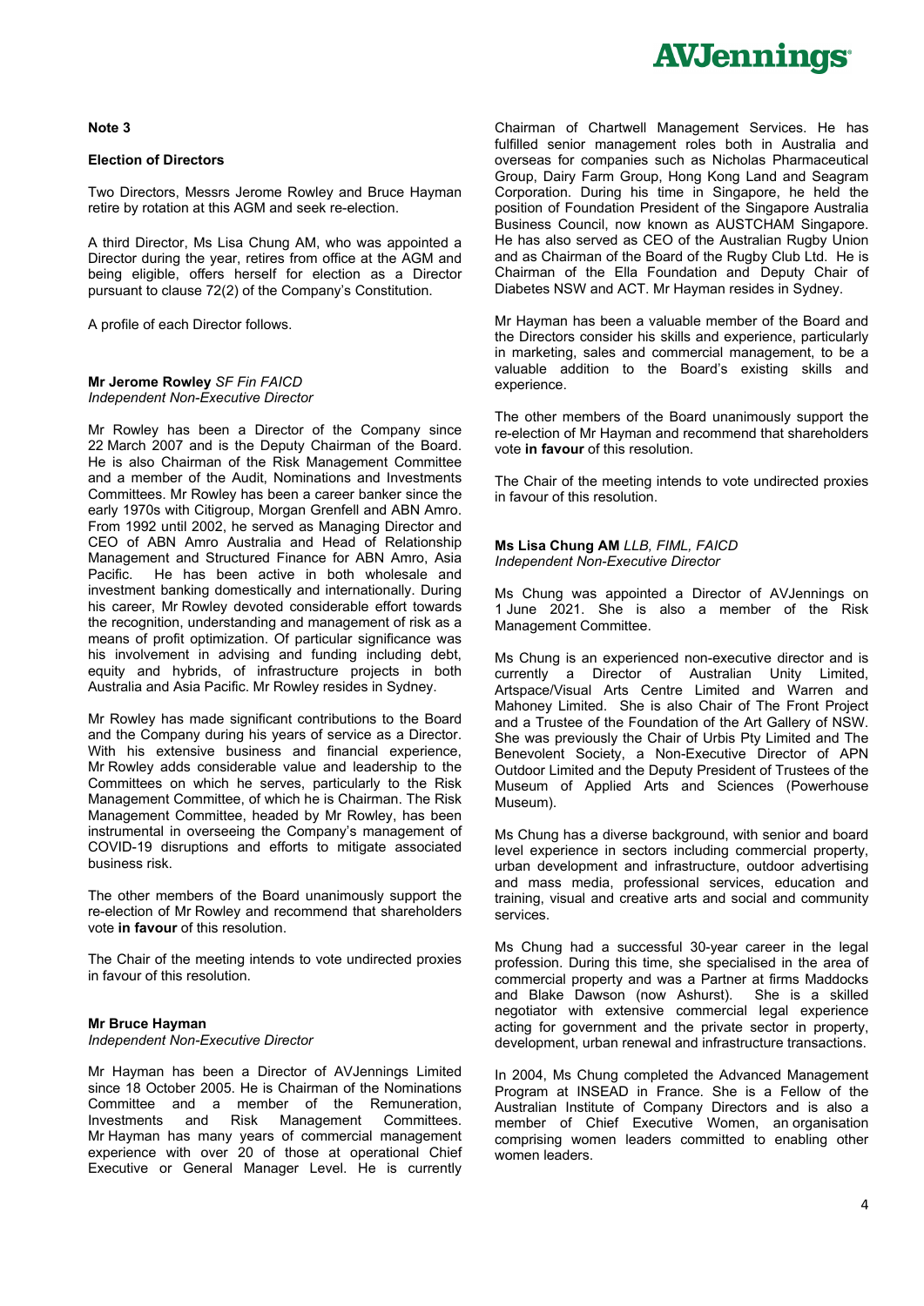**Note 3**

**Election of Directors**

Two Directors, Messrs Jerome Rowley and Bruce Hayman retire by rotation at this AGM and seek re-election.

A third Director, Ms Lisa Chung AM, who was appointed a Director during the year, retires from office at the AGM and being eligible, offers herself for election as a Director pursuant to clause 72(2) of the Company's Constitution.

A profile of each Director follows.

**Mr Jerome Rowley** *SF Fin FAICD*
*Independent Non-Executive Director*

Mr Rowley has been a Director of the Company since 22 March 2007 and is the Deputy Chairman of the Board. He is also Chairman of the Risk Management Committee and a member of the Audit, Nominations and Investments Committees. Mr Rowley has been a career banker since the early 1970s with Citigroup, Morgan Grenfell and ABN Amro. From 1992 until 2002, he served as Managing Director and CEO of ABN Amro Australia and Head of Relationship Management and Structured Finance for ABN Amro, Asia Pacific. He has been active in both wholesale and investment banking domestically and internationally. During his career, Mr Rowley devoted considerable effort towards the recognition, understanding and management of risk as a means of profit optimization. Of particular significance was his involvement in advising and funding including debt, equity and hybrids, of infrastructure projects in both Australia and Asia Pacific. Mr Rowley resides in Sydney.

Mr Rowley has made significant contributions to the Board and the Company during his years of service as a Director. With his extensive business and financial experience, Mr Rowley adds considerable value and leadership to the Committees on which he serves, particularly to the Risk Management Committee, of which he is Chairman. The Risk Management Committee, headed by Mr Rowley, has been instrumental in overseeing the Company's management of COVID-19 disruptions and efforts to mitigate associated business risk.

The other members of the Board unanimously support the re-election of Mr Rowley and recommend that shareholders vote **in favour** of this resolution.

The Chair of the meeting intends to vote undirected proxies in favour of this resolution.

**Mr Bruce Hayman**
*Independent Non-Executive Director*

Mr Hayman has been a Director of AVJennings Limited since 18 October 2005. He is Chairman of the Nominations Committee and a member of the Remuneration, Investments and Risk Management Committees. Mr Hayman has many years of commercial management experience with over 20 of those at operational Chief Executive or General Manager Level. He is currently Chairman of Chartwell Management Services. He has fulfilled senior management roles both in Australia and overseas for companies such as Nicholas Pharmaceutical Group, Dairy Farm Group, Hong Kong Land and Seagram Corporation. During his time in Singapore, he held the position of Foundation President of the Singapore Australia Business Council, now known as AUSTCHAM Singapore. He has also served as CEO of the Australian Rugby Union and as Chairman of the Board of the Rugby Club Ltd. He is Chairman of the Ella Foundation and Deputy Chair of Diabetes NSW and ACT. Mr Hayman resides in Sydney.

Mr Hayman has been a valuable member of the Board and the Directors consider his skills and experience, particularly in marketing, sales and commercial management, to be a valuable addition to the Board's existing skills and experience.

The other members of the Board unanimously support the re-election of Mr Hayman and recommend that shareholders vote **in favour** of this resolution.

The Chair of the meeting intends to vote undirected proxies in favour of this resolution.

**Ms Lisa Chung AM** *LLB, FIML, FAICD*
*Independent Non-Executive Director*

Ms Chung was appointed a Director of AVJennings on 1 June 2021. She is also a member of the Risk Management Committee.

Ms Chung is an experienced non-executive director and is currently a Director of Australian Unity Limited, Artspace/Visual Arts Centre Limited and Warren and Mahoney Limited. She is also Chair of The Front Project and a Trustee of the Foundation of the Art Gallery of NSW. She was previously the Chair of Urbis Pty Limited and The Benevolent Society, a Non-Executive Director of APN Outdoor Limited and the Deputy President of Trustees of the Museum of Applied Arts and Sciences (Powerhouse Museum).

Ms Chung has a diverse background, with senior and board level experience in sectors including commercial property, urban development and infrastructure, outdoor advertising and mass media, professional services, education and training, visual and creative arts and social and community services.

Ms Chung had a successful 30-year career in the legal profession. During this time, she specialised in the area of commercial property and was a Partner at firms Maddocks and Blake Dawson (now Ashurst). She is a skilled negotiator with extensive commercial legal experience acting for government and the private sector in property, development, urban renewal and infrastructure transactions.

In 2004, Ms Chung completed the Advanced Management Program at INSEAD in France. She is a Fellow of the Australian Institute of Company Directors and is also a member of Chief Executive Women, an organisation comprising women leaders committed to enabling other women leaders.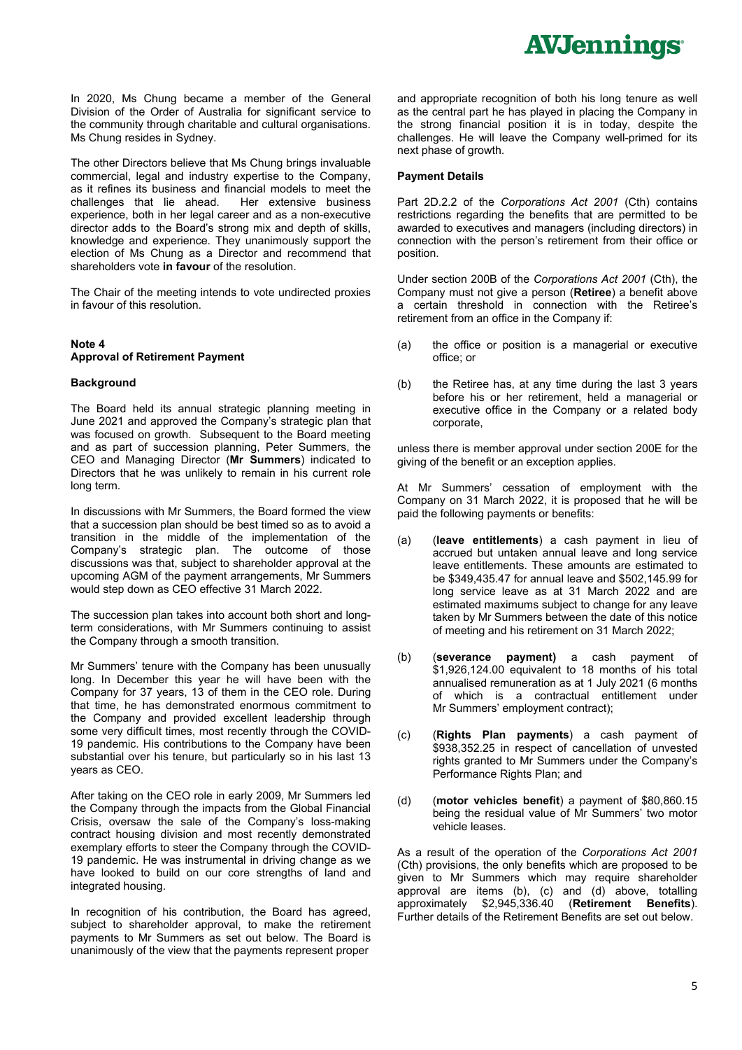In 2020, Ms Chung became a member of the General Division of the Order of Australia for significant service to the community through charitable and cultural organisations. Ms Chung resides in Sydney.

The other Directors believe that Ms Chung brings invaluable commercial, legal and industry expertise to the Company, as it refines its business and financial models to meet the challenges that lie ahead. Her extensive business experience, both in her legal career and as a non-executive director adds to the Board's strong mix and depth of skills, knowledge and experience. They unanimously support the election of Ms Chung as a Director and recommend that shareholders vote **in favour** of the resolution.

The Chair of the meeting intends to vote undirected proxies in favour of this resolution.

**Note 4**
**Approval of Retirement Payment**

**Background**

The Board held its annual strategic planning meeting in June 2021 and approved the Company's strategic plan that was focused on growth. Subsequent to the Board meeting and as part of succession planning, Peter Summers, the CEO and Managing Director (**Mr Summers**) indicated to Directors that he was unlikely to remain in his current role long term.

In discussions with Mr Summers, the Board formed the view that a succession plan should be best timed so as to avoid a transition in the middle of the implementation of the Company's strategic plan. The outcome of those discussions was that, subject to shareholder approval at the upcoming AGM of the payment arrangements, Mr Summers would step down as CEO effective 31 March 2022.

The succession plan takes into account both short and long-term considerations, with Mr Summers continuing to assist the Company through a smooth transition.

Mr Summers' tenure with the Company has been unusually long. In December this year he will have been with the Company for 37 years, 13 of them in the CEO role. During that time, he has demonstrated enormous commitment to the Company and provided excellent leadership through some very difficult times, most recently through the COVID-19 pandemic. His contributions to the Company have been substantial over his tenure, but particularly so in his last 13 years as CEO.

After taking on the CEO role in early 2009, Mr Summers led the Company through the impacts from the Global Financial Crisis, oversaw the sale of the Company's loss-making contract housing division and most recently demonstrated exemplary efforts to steer the Company through the COVID-19 pandemic. He was instrumental in driving change as we have looked to build on our core strengths of land and integrated housing.

In recognition of his contribution, the Board has agreed, subject to shareholder approval, to make the retirement payments to Mr Summers as set out below. The Board is unanimously of the view that the payments represent proper and appropriate recognition of both his long tenure as well as the central part he has played in placing the Company in the strong financial position it is in today, despite the challenges. He will leave the Company well-primed for its next phase of growth.

**Payment Details**

Part 2D.2.2 of the *Corporations Act 2001* (Cth) contains restrictions regarding the benefits that are permitted to be awarded to executives and managers (including directors) in connection with the person's retirement from their office or position.

Under section 200B of the *Corporations Act 2001* (Cth), the Company must not give a person (**Retiree**) a benefit above a certain threshold in connection with the Retiree's retirement from an office in the Company if:

(a) the office or position is a managerial or executive office; or

(b) the Retiree has, at any time during the last 3 years before his or her retirement, held a managerial or executive office in the Company or a related body corporate,

unless there is member approval under section 200E for the giving of the benefit or an exception applies.

At Mr Summers' cessation of employment with the Company on 31 March 2022, it is proposed that he will be paid the following payments or benefits:

(a) (**leave entitlements**) a cash payment in lieu of accrued but untaken annual leave and long service leave entitlements. These amounts are estimated to be $349,435.47 for annual leave and $502,145.99 for long service leave as at 31 March 2022 and are estimated maximums subject to change for any leave taken by Mr Summers between the date of this notice of meeting and his retirement on 31 March 2022;

(b) (**severance payment)** a cash payment of $1,926,124.00 equivalent to 18 months of his total annualised remuneration as at 1 July 2021 (6 months of which is a contractual entitlement under Mr Summers' employment contract);

(c) (**Rights Plan payments**) a cash payment of $938,352.25 in respect of cancellation of unvested rights granted to Mr Summers under the Company's Performance Rights Plan; and

(d) (**motor vehicles benefit**) a payment of $80,860.15 being the residual value of Mr Summers' two motor vehicle leases.

As a result of the operation of the *Corporations Act 2001* (Cth) provisions, the only benefits which are proposed to be given to Mr Summers which may require shareholder approval are items (b), (c) and (d) above, totalling approximately $2,945,336.40 (**Retirement Benefits**). Further details of the Retirement Benefits are set out below.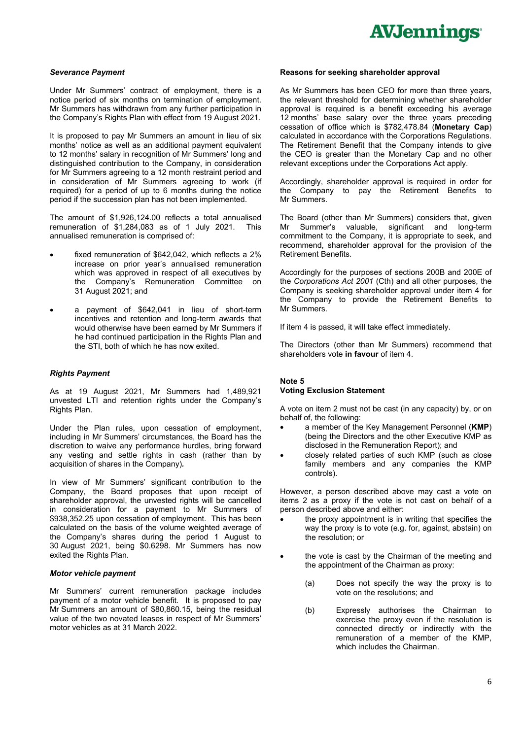### *Severance Payment*

Under Mr Summers' contract of employment, there is a notice period of six months on termination of employment. Mr Summers has withdrawn from any further participation in the Company's Rights Plan with effect from 19 August 2021.

It is proposed to pay Mr Summers an amount in lieu of six months' notice as well as an additional payment equivalent to 12 months' salary in recognition of Mr Summers' long and distinguished contribution to the Company, in consideration for Mr Summers agreeing to a 12 month restraint period and in consideration of Mr Summers agreeing to work (if required) for a period of up to 6 months during the notice period if the succession plan has not been implemented.

The amount of $1,926,124.00 reflects a total annualised remuneration of $1,284,083 as of 1 July 2021. This annualised remuneration is comprised of:

- fixed remuneration of $642,042, which reflects a 2% increase on prior year's annualised remuneration which was approved in respect of all executives by the Company's Remuneration Committee on 31 August 2021; and
- a payment of $642,041 in lieu of short-term incentives and retention and long-term awards that would otherwise have been earned by Mr Summers if he had continued participation in the Rights Plan and the STI, both of which he has now exited.

### *Rights Payment*

As at 19 August 2021, Mr Summers had 1,489,921 unvested LTI and retention rights under the Company's Rights Plan.

Under the Plan rules, upon cessation of employment, including in Mr Summers' circumstances, the Board has the discretion to waive any performance hurdles, bring forward any vesting and settle rights in cash (rather than by acquisition of shares in the Company)**.**

In view of Mr Summers' significant contribution to the Company, the Board proposes that upon receipt of shareholder approval, the unvested rights will be cancelled in consideration for a payment to Mr Summers of $938,352.25 upon cessation of employment. This has been calculated on the basis of the volume weighted average of the Company's shares during the period 1 August to 30 August 2021, being $0.6298. Mr Summers has now exited the Rights Plan.

### *Motor vehicle payment*

Mr Summers' current remuneration package includes payment of a motor vehicle benefit. It is proposed to pay Mr Summers an amount of $80,860.15, being the residual value of the two novated leases in respect of Mr Summers' motor vehicles as at 31 March 2022.

### Reasons for seeking shareholder approval

As Mr Summers has been CEO for more than three years, the relevant threshold for determining whether shareholder approval is required is a benefit exceeding his average 12 months' base salary over the three years preceding cessation of office which is $782,478.84 (**Monetary Cap**) calculated in accordance with the Corporations Regulations. The Retirement Benefit that the Company intends to give the CEO is greater than the Monetary Cap and no other relevant exceptions under the Corporations Act apply.

Accordingly, shareholder approval is required in order for the Company to pay the Retirement Benefits to Mr Summers.

The Board (other than Mr Summers) considers that, given Mr Summer's valuable, significant and long-term commitment to the Company, it is appropriate to seek, and recommend, shareholder approval for the provision of the Retirement Benefits.

Accordingly for the purposes of sections 200B and 200E of the *Corporations Act 2001* (Cth) and all other purposes, the Company is seeking shareholder approval under item 4 for the Company to provide the Retirement Benefits to Mr Summers.

If item 4 is passed, it will take effect immediately.

The Directors (other than Mr Summers) recommend that shareholders vote **in favour** of item 4.

### Note 5
### Voting Exclusion Statement

A vote on item 2 must not be cast (in any capacity) by, or on behalf of, the following:

- a member of the Key Management Personnel (**KMP**) (being the Directors and the other Executive KMP as disclosed in the Remuneration Report); and
- closely related parties of such KMP (such as close family members and any companies the KMP controls).

However, a person described above may cast a vote on items 2 as a proxy if the vote is not cast on behalf of a person described above and either:

- the proxy appointment is in writing that specifies the way the proxy is to vote (e.g. for, against, abstain) on the resolution; or
- the vote is cast by the Chairman of the meeting and the appointment of the Chairman as proxy:
  - (a) Does not specify the way the proxy is to vote on the resolutions; and
  - (b) Expressly authorises the Chairman to exercise the proxy even if the resolution is connected directly or indirectly with the remuneration of a member of the KMP, which includes the Chairman.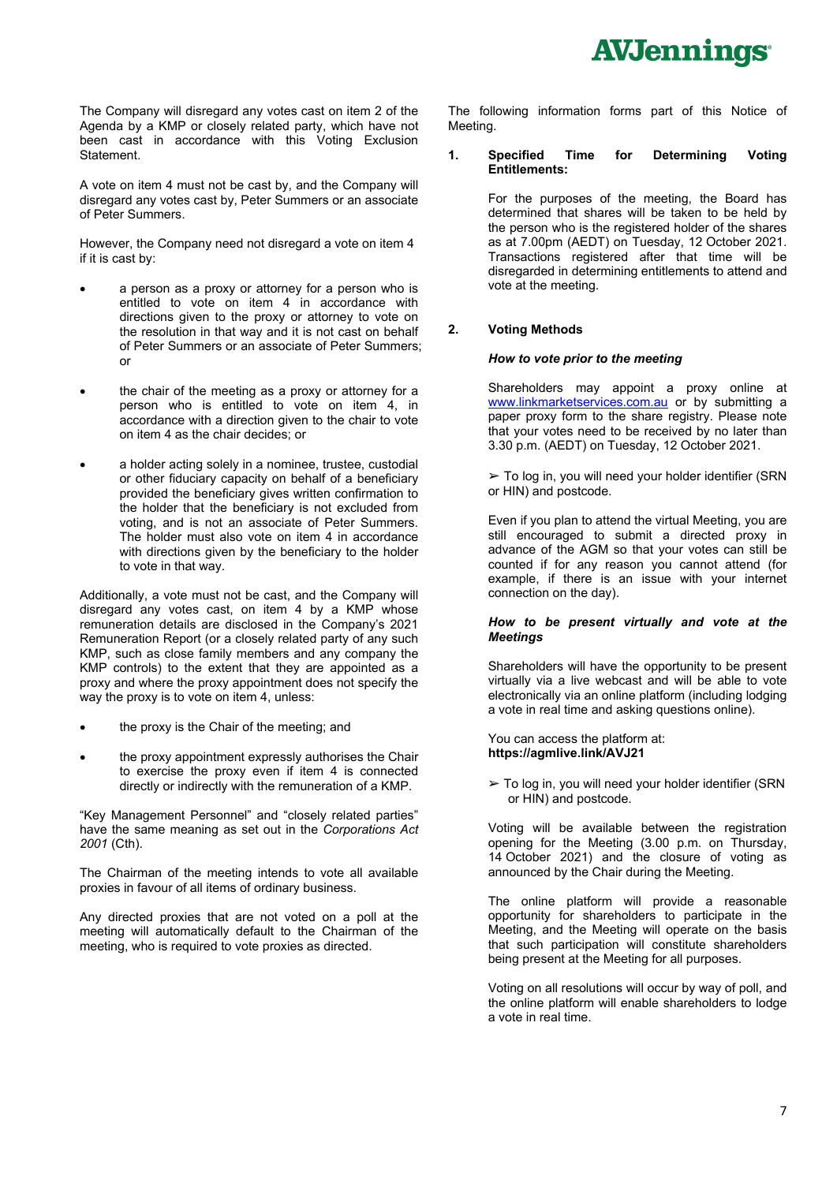The Company will disregard any votes cast on item 2 of the Agenda by a KMP or closely related party, which have not been cast in accordance with this Voting Exclusion Statement.

A vote on item 4 must not be cast by, and the Company will disregard any votes cast by, Peter Summers or an associate of Peter Summers.

However, the Company need not disregard a vote on item 4 if it is cast by:

- a person as a proxy or attorney for a person who is entitled to vote on item 4 in accordance with directions given to the proxy or attorney to vote on the resolution in that way and it is not cast on behalf of Peter Summers or an associate of Peter Summers; or
- the chair of the meeting as a proxy or attorney for a person who is entitled to vote on item 4, in accordance with a direction given to the chair to vote on item 4 as the chair decides; or
- a holder acting solely in a nominee, trustee, custodial or other fiduciary capacity on behalf of a beneficiary provided the beneficiary gives written confirmation to the holder that the beneficiary is not excluded from voting, and is not an associate of Peter Summers. The holder must also vote on item 4 in accordance with directions given by the beneficiary to the holder to vote in that way.

Additionally, a vote must not be cast, and the Company will disregard any votes cast, on item 4 by a KMP whose remuneration details are disclosed in the Company's 2021 Remuneration Report (or a closely related party of any such KMP, such as close family members and any company the KMP controls) to the extent that they are appointed as a proxy and where the proxy appointment does not specify the way the proxy is to vote on item 4, unless:

- the proxy is the Chair of the meeting; and
- the proxy appointment expressly authorises the Chair to exercise the proxy even if item 4 is connected directly or indirectly with the remuneration of a KMP.

"Key Management Personnel" and "closely related parties" have the same meaning as set out in the *Corporations Act 2001* (Cth).

The Chairman of the meeting intends to vote all available proxies in favour of all items of ordinary business.

Any directed proxies that are not voted on a poll at the meeting will automatically default to the Chairman of the meeting, who is required to vote proxies as directed.

The following information forms part of this Notice of Meeting.

## 1. Specified Time for Determining Voting Entitlements:

For the purposes of the meeting, the Board has determined that shares will be taken to be held by the person who is the registered holder of the shares as at 7.00pm (AEDT) on Tuesday, 12 October 2021. Transactions registered after that time will be disregarded in determining entitlements to attend and vote at the meeting.

## 2. Voting Methods

***How to vote prior to the meeting***

Shareholders may appoint a proxy online at www.linkmarketservices.com.au or by submitting a paper proxy form to the share registry. Please note that your votes need to be received by no later than 3.30 p.m. (AEDT) on Tuesday, 12 October 2021.

➢ To log in, you will need your holder identifier (SRN or HIN) and postcode.

Even if you plan to attend the virtual Meeting, you are still encouraged to submit a directed proxy in advance of the AGM so that your votes can still be counted if for any reason you cannot attend (for example, if there is an issue with your internet connection on the day).

***How to be present virtually and vote at the Meetings***

Shareholders will have the opportunity to be present virtually via a live webcast and will be able to vote electronically via an online platform (including lodging a vote in real time and asking questions online).

You can access the platform at:
**https://agmlive.link/AVJ21**

➢ To log in, you will need your holder identifier (SRN or HIN) and postcode.

Voting will be available between the registration opening for the Meeting (3.00 p.m. on Thursday, 14 October 2021) and the closure of voting as announced by the Chair during the Meeting.

The online platform will provide a reasonable opportunity for shareholders to participate in the Meeting, and the Meeting will operate on the basis that such participation will constitute shareholders being present at the Meeting for all purposes.

Voting on all resolutions will occur by way of poll, and the online platform will enable shareholders to lodge a vote in real time.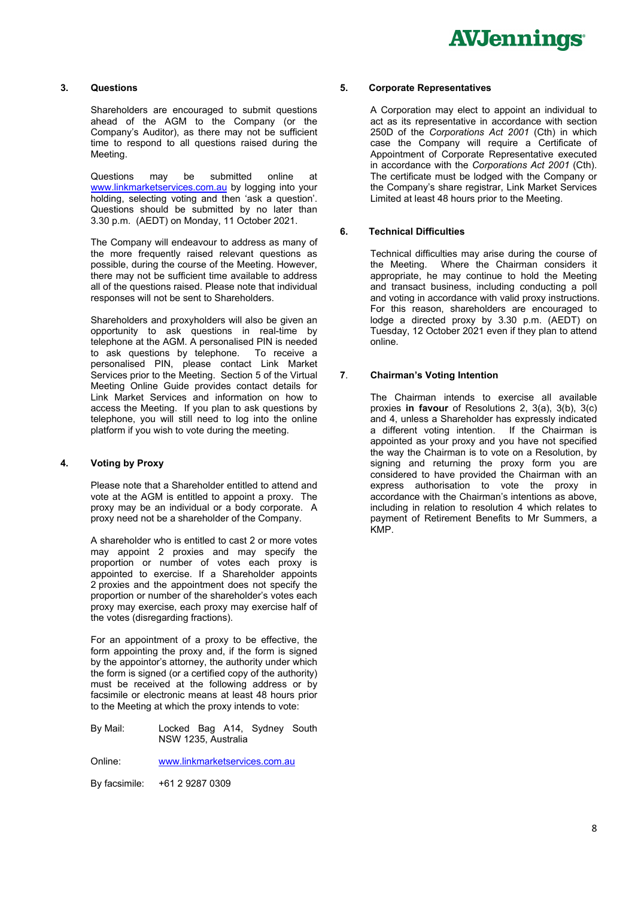## 3. Questions

Shareholders are encouraged to submit questions ahead of the AGM to the Company (or the Company's Auditor), as there may not be sufficient time to respond to all questions raised during the Meeting.

Questions may be submitted online at www.linkmarketservices.com.au by logging into your holding, selecting voting and then 'ask a question'. Questions should be submitted by no later than 3.30 p.m. (AEDT) on Monday, 11 October 2021.

The Company will endeavour to address as many of the more frequently raised relevant questions as possible, during the course of the Meeting. However, there may not be sufficient time available to address all of the questions raised. Please note that individual responses will not be sent to Shareholders.

Shareholders and proxyholders will also be given an opportunity to ask questions in real-time by telephone at the AGM. A personalised PIN is needed to ask questions by telephone. To receive a personalised PIN, please contact Link Market Services prior to the Meeting. Section 5 of the Virtual Meeting Online Guide provides contact details for Link Market Services and information on how to access the Meeting. If you plan to ask questions by telephone, you will still need to log into the online platform if you wish to vote during the meeting.

## 4. Voting by Proxy

Please note that a Shareholder entitled to attend and vote at the AGM is entitled to appoint a proxy. The proxy may be an individual or a body corporate. A proxy need not be a shareholder of the Company.

A shareholder who is entitled to cast 2 or more votes may appoint 2 proxies and may specify the proportion or number of votes each proxy is appointed to exercise. If a Shareholder appoints 2 proxies and the appointment does not specify the proportion or number of the shareholder's votes each proxy may exercise, each proxy may exercise half of the votes (disregarding fractions).

For an appointment of a proxy to be effective, the form appointing the proxy and, if the form is signed by the appointor's attorney, the authority under which the form is signed (or a certified copy of the authority) must be received at the following address or by facsimile or electronic means at least 48 hours prior to the Meeting at which the proxy intends to vote:

By Mail: Locked Bag A14, Sydney South NSW 1235, Australia

Online: www.linkmarketservices.com.au

By facsimile: +61 2 9287 0309

## 5. Corporate Representatives

A Corporation may elect to appoint an individual to act as its representative in accordance with section 250D of the *Corporations Act 2001* (Cth) in which case the Company will require a Certificate of Appointment of Corporate Representative executed in accordance with the *Corporations Act 2001* (Cth). The certificate must be lodged with the Company or the Company's share registrar, Link Market Services Limited at least 48 hours prior to the Meeting.

## 6. Technical Difficulties

Technical difficulties may arise during the course of the Meeting. Where the Chairman considers it appropriate, he may continue to hold the Meeting and transact business, including conducting a poll and voting in accordance with valid proxy instructions. For this reason, shareholders are encouraged to lodge a directed proxy by 3.30 p.m. (AEDT) on Tuesday, 12 October 2021 even if they plan to attend online.

## 7. Chairman's Voting Intention

The Chairman intends to exercise all available proxies **in favour** of Resolutions 2, 3(a), 3(b), 3(c) and 4, unless a Shareholder has expressly indicated a different voting intention. If the Chairman is appointed as your proxy and you have not specified the way the Chairman is to vote on a Resolution, by signing and returning the proxy form you are considered to have provided the Chairman with an express authorisation to vote the proxy in accordance with the Chairman's intentions as above, including in relation to resolution 4 which relates to payment of Retirement Benefits to Mr Summers, a KMP.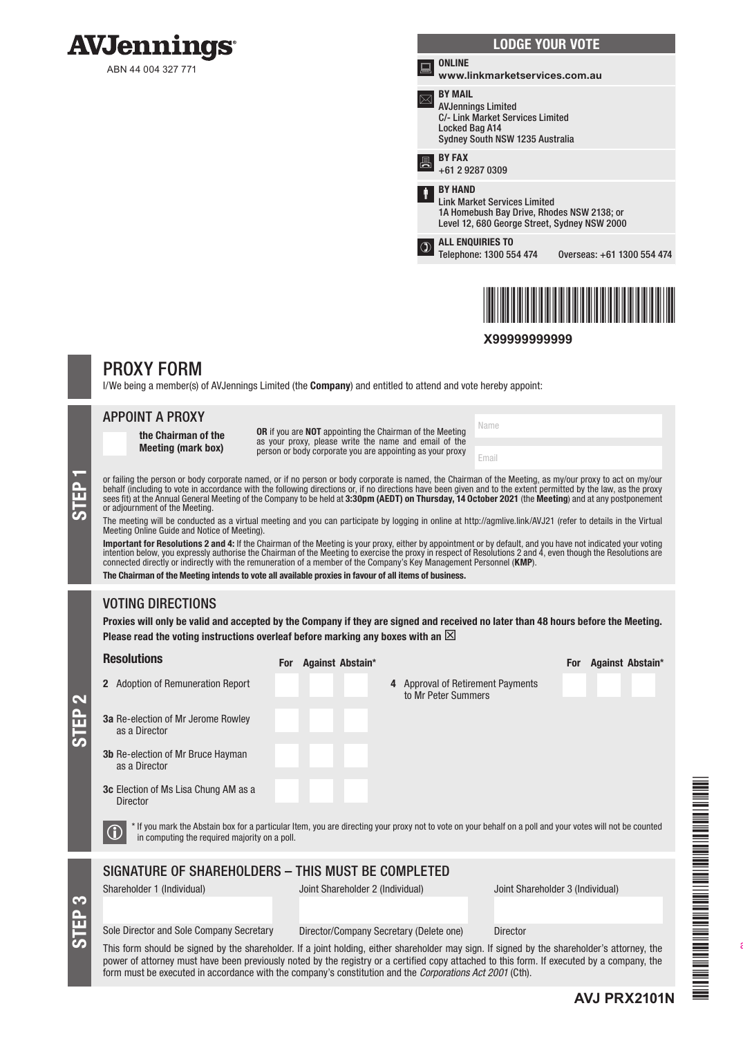# AVJennings

ABN 44 004 327 771

## LODGE YOUR VOTE

**ONLINE**
**www.linkmarketservices.com.au**

**BY MAIL**
AVJennings Limited
C/- Link Market Services Limited
Locked Bag A14
Sydney South NSW 1235 Australia

**BY FAX**
+61 2 9287 0309

**BY HAND**
Link Market Services Limited
1A Homebush Bay Drive, Rhodes NSW 2138; or
Level 12, 680 George Street, Sydney NSW 2000

**ALL ENQUIRIES TO**
Telephone: 1300 554 474 Overseas: +61 1300 554 474

**X99999999999**

## PROXY FORM

I/We being a member(s) of AVJennings Limited (the **Company**) and entitled to attend and vote hereby appoint:

## STEP 1

### APPOINT A PROXY

☐ **the Chairman of the Meeting (mark box)**

**OR** if you are **NOT** appointing the Chairman of the Meeting as your proxy, please write the name and email of the person or body corporate you are appointing as your proxy

Name

Email

or failing the person or body corporate named, or if no person or body corporate is named, the Chairman of the Meeting, as my/our proxy to act on my/our behalf (including to vote in accordance with the following directions or, if no directions have been given and to the extent permitted by the law, as the proxy sees fit) at the Annual General Meeting of the Company to be held at **3:30pm (AEDT) on Thursday, 14 October 2021** (the **Meeting**) and at any postponement or adjournment of the Meeting.

The meeting will be conducted as a virtual meeting and you can participate by logging in online at http://agmlive.link/AVJ21 (refer to details in the Virtual Meeting Online Guide and Notice of Meeting).

**Important for Resolutions 2 and 4:** If the Chairman of the Meeting is your proxy, either by appointment or by default, and you have not indicated your voting intention below, you expressly authorise the Chairman of the Meeting to exercise the proxy in respect of Resolutions 2 and 4, even though the Resolutions are connected directly or indirectly with the remuneration of a member of the Company's Key Management Personnel (**KMP**).

**The Chairman of the Meeting intends to vote all available proxies in favour of all items of business.**

## STEP 2

### VOTING DIRECTIONS

**Proxies will only be valid and accepted by the Company if they are signed and received no later than 48 hours before the Meeting.**

**Please read the voting instructions overleaf before marking any boxes with an ☒**

| Resolutions | For | Against | Abstain* |
|---|---|---|---|
| 2 Adoption of Remuneration Report | | | |
| 3a Re-election of Mr Jerome Rowley as a Director | | | |
| 3b Re-election of Mr Bruce Hayman as a Director | | | |
| 3c Election of Ms Lisa Chung AM as a Director | | | |
| 4 Approval of Retirement Payments to Mr Peter Summers | | | |

\* If you mark the Abstain box for a particular Item, you are directing your proxy not to vote on your behalf on a poll and your votes will not be counted in computing the required majority on a poll.

## STEP 3

### SIGNATURE OF SHAREHOLDERS – THIS MUST BE COMPLETED

| Shareholder 1 (Individual) | Joint Shareholder 2 (Individual) | Joint Shareholder 3 (Individual) |
|---|---|---|
| | | |
| Sole Director and Sole Company Secretary | Director/Company Secretary (Delete one) | Director |

This form should be signed by the shareholder. If a joint holding, either shareholder may sign. If signed by the shareholder's attorney, the power of attorney must have been previously noted by the registry or a certified copy attached to this form. If executed by a company, the form must be executed in accordance with the company's constitution and the *Corporations Act 2001* (Cth).

**AVJ PRX2101N**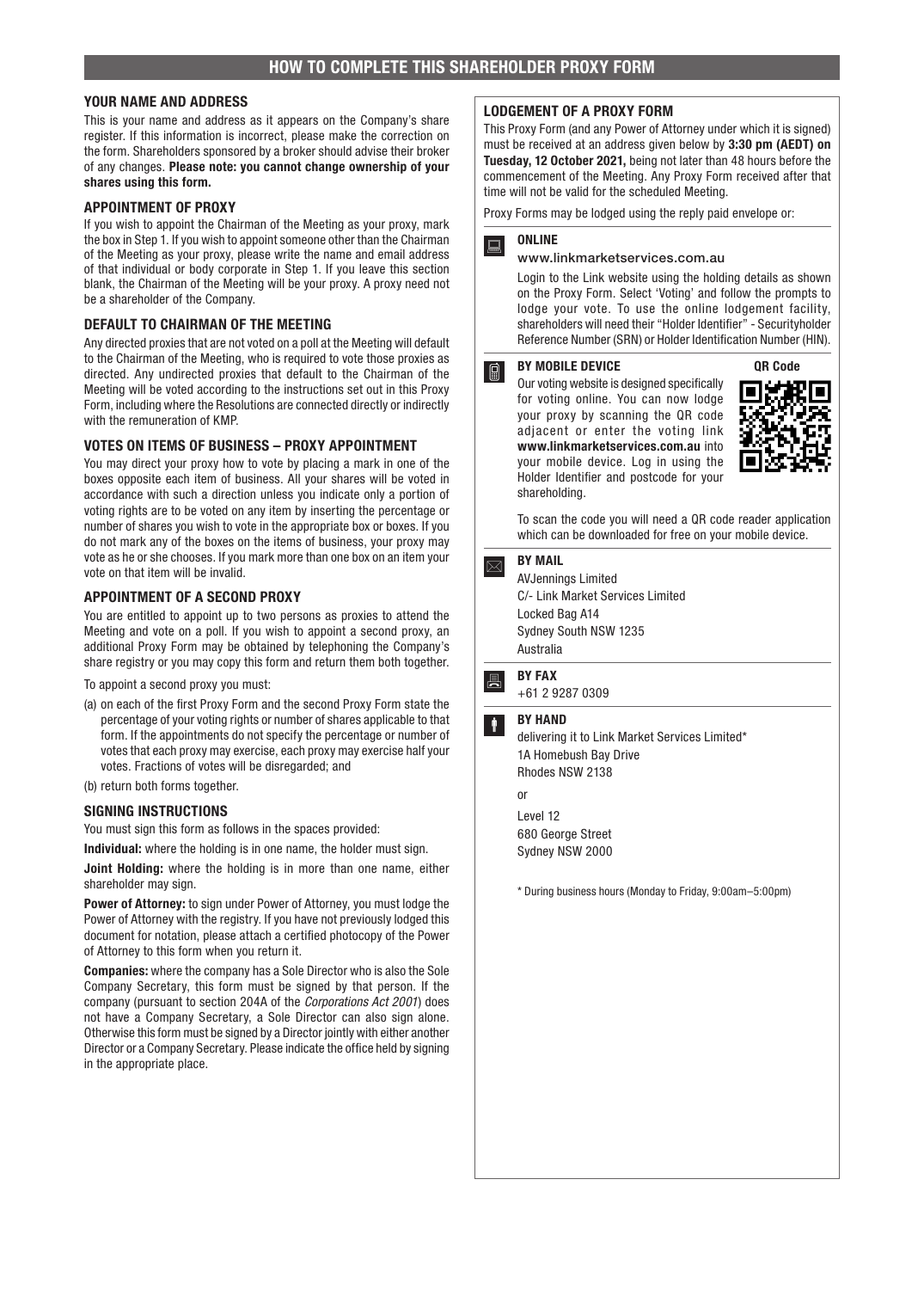# HOW TO COMPLETE THIS SHAREHOLDER PROXY FORM

## YOUR NAME AND ADDRESS

This is your name and address as it appears on the Company's share register. If this information is incorrect, please make the correction on the form. Shareholders sponsored by a broker should advise their broker of any changes. **Please note: you cannot change ownership of your shares using this form.**

## APPOINTMENT OF PROXY

If you wish to appoint the Chairman of the Meeting as your proxy, mark the box in Step 1. If you wish to appoint someone other than the Chairman of the Meeting as your proxy, please write the name and email address of that individual or body corporate in Step 1. If you leave this section blank, the Chairman of the Meeting will be your proxy. A proxy need not be a shareholder of the Company.

## DEFAULT TO CHAIRMAN OF THE MEETING

Any directed proxies that are not voted on a poll at the Meeting will default to the Chairman of the Meeting, who is required to vote those proxies as directed. Any undirected proxies that default to the Chairman of the Meeting will be voted according to the instructions set out in this Proxy Form, including where the Resolutions are connected directly or indirectly with the remuneration of KMP.

## VOTES ON ITEMS OF BUSINESS – PROXY APPOINTMENT

You may direct your proxy how to vote by placing a mark in one of the boxes opposite each item of business. All your shares will be voted in accordance with such a direction unless you indicate only a portion of voting rights are to be voted on any item by inserting the percentage or number of shares you wish to vote in the appropriate box or boxes. If you do not mark any of the boxes on the items of business, your proxy may vote as he or she chooses. If you mark more than one box on an item your vote on that item will be invalid.

## APPOINTMENT OF A SECOND PROXY

You are entitled to appoint up to two persons as proxies to attend the Meeting and vote on a poll. If you wish to appoint a second proxy, an additional Proxy Form may be obtained by telephoning the Company's share registry or you may copy this form and return them both together.

To appoint a second proxy you must:

(a) on each of the first Proxy Form and the second Proxy Form state the percentage of your voting rights or number of shares applicable to that form. If the appointments do not specify the percentage or number of votes that each proxy may exercise, each proxy may exercise half your votes. Fractions of votes will be disregarded; and

(b) return both forms together.

## SIGNING INSTRUCTIONS

You must sign this form as follows in the spaces provided:

**Individual:** where the holding is in one name, the holder must sign.

**Joint Holding:** where the holding is in more than one name, either shareholder may sign.

**Power of Attorney:** to sign under Power of Attorney, you must lodge the Power of Attorney with the registry. If you have not previously lodged this document for notation, please attach a certified photocopy of the Power of Attorney to this form when you return it.

**Companies:** where the company has a Sole Director who is also the Sole Company Secretary, this form must be signed by that person. If the company (pursuant to section 204A of the *Corporations Act 2001*) does not have a Company Secretary, a Sole Director can also sign alone. Otherwise this form must be signed by a Director jointly with either another Director or a Company Secretary. Please indicate the office held by signing in the appropriate place.

## LODGEMENT OF A PROXY FORM

This Proxy Form (and any Power of Attorney under which it is signed) must be received at an address given below by **3:30 pm (AEDT) on Tuesday, 12 October 2021,** being not later than 48 hours before the commencement of the Meeting. Any Proxy Form received after that time will not be valid for the scheduled Meeting.

Proxy Forms may be lodged using the reply paid envelope or:

### ONLINE

www.linkmarketservices.com.au

Login to the Link website using the holding details as shown on the Proxy Form. Select 'Voting' and follow the prompts to lodge your vote. To use the online lodgement facility, shareholders will need their "Holder Identifier" - Securityholder Reference Number (SRN) or Holder Identification Number (HIN).

### BY MOBILE DEVICE

QR Code

Our voting website is designed specifically for voting online. You can now lodge your proxy by scanning the QR code adjacent or enter the voting link **www.linkmarketservices.com.au** into your mobile device. Log in using the Holder Identifier and postcode for your shareholding.

To scan the code you will need a QR code reader application which can be downloaded for free on your mobile device.

### BY MAIL

AVJennings Limited
C/- Link Market Services Limited
Locked Bag A14
Sydney South NSW 1235
Australia

### BY FAX

+61 2 9287 0309

### BY HAND

delivering it to Link Market Services Limited*
1A Homebush Bay Drive
Rhodes NSW 2138

or

Level 12
680 George Street
Sydney NSW 2000

* During business hours (Monday to Friday, 9:00am–5:00pm)